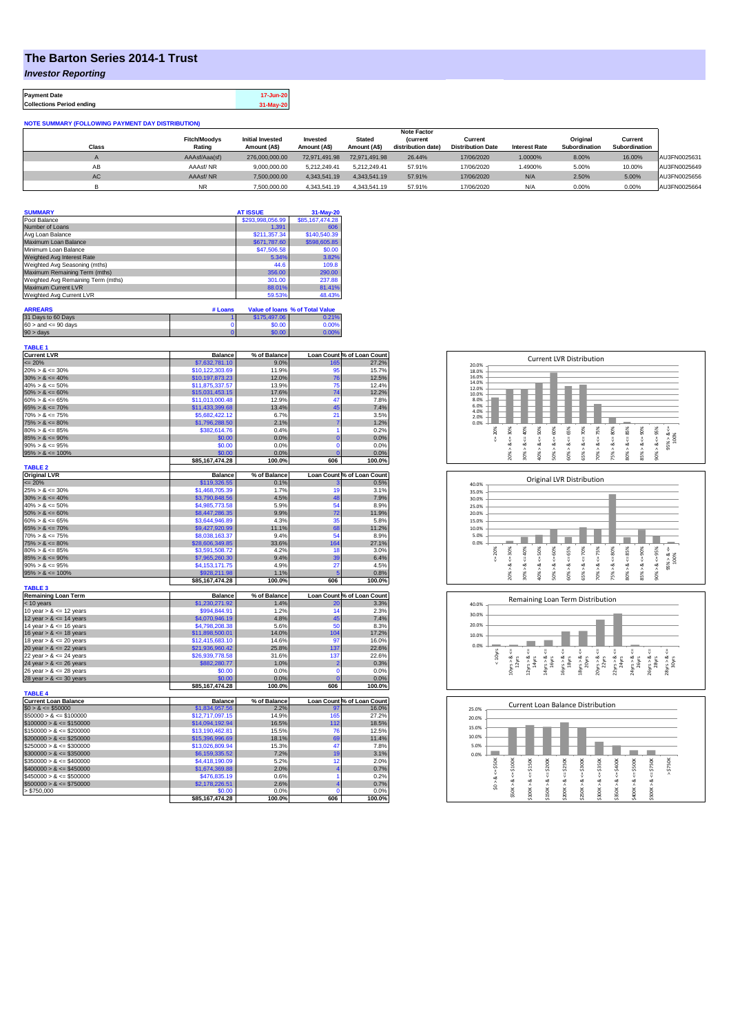# The Barton Series 2014-1 Trust

## *Investor Reporting*

| Payment Date | 17-Jun-20 |
|---|---|
| Collections Period ending | 31-May-20 |

**NOTE SUMMARY (FOLLOWING PAYMENT DAY DISTRIBUTION)**

| Class | Fitch/Moodys Rating | Initial Invested Amount (A$) | Invested Amount (A$) | Stated Amount (A$) | Note Factor (current distribution date) | Current Distribution Date | Interest Rate | Original Subordination | Current Subordination | |
|---|---|---|---|---|---|---|---|---|---|---|
| A | AAAsf/Aaa(sf) | 276,000,000.00 | 72,971,491.98 | 72,971,491.98 | 26.44% | 17/06/2020 | 1.0000% | 8.00% | 16.00% | AU3FN0025631 |
| AB | AAAsf/ NR | 9,000,000.00 | 5,212,249.41 | 5,212,249.41 | 57.91% | 17/06/2020 | 1.4900% | 5.00% | 10.00% | AU3FN0025649 |
| AC | AAAsf/ NR | 7,500,000.00 | 4,343,541.19 | 4,343,541.19 | 57.91% | 17/06/2020 | N/A | 2.50% | 5.00% | AU3FN0025656 |
| B | NR | 7,500,000.00 | 4,343,541.19 | 4,343,541.19 | 57.91% | 17/06/2020 | N/A | 0.00% | 0.00% | AU3FN0025664 |

| SUMMARY | AT ISSUE | 31-May-20 |
|---|---|---|
| Pool Balance | $293,998,056.99 | $85,167,474.28 |
| Number of Loans | 1,391 | 606 |
| Avg Loan Balance | $211,357.34 | $140,540.39 |
| Maximum Loan Balance | $671,787.60 | $598,605.85 |
| Minimum Loan Balance | $47,506.58 | $0.00 |
| Weighted Avg Interest Rate | 5.34% | 3.82% |
| Weighted Avg Seasoning (mths) | 44.6 | 109.8 |
| Maximum Remaining Term (mths) | 356.00 | 290.00 |
| Weighted Avg Remaining Term (mths) | 301.00 | 237.88 |
| Maximum Current LVR | 88.01% | 81.41% |
| Weighted Avg Current LVR | 59.53% | 48.43% |

| ARREARS | # Loans | Value of loans | % of Total Value |
|---|---|---|---|
| 31 Days to 60 Days | 1 | $175,497.06 | 0.21% |
| 60 > and <= 90 days | 0 | $0.00 | 0.00% |
| 90 > days | 0 | $0.00 | 0.00% |

**TABLE 1**

| Current LVR | Balance | % of Balance | Loan Count | % of Loan Count |
|---|---|---|---|---|
| <= 20% | $7,632,781.10 | 9.0% | 165 | 27.2% |
| 20% > & <= 30% | $10,122,303.69 | 11.9% | 95 | 15.7% |
| 30% > & <= 40% | $10,197,873.23 | 12.0% | 76 | 12.5% |
| 40% > & <= 50% | $11,875,337.57 | 13.9% | 75 | 12.4% |
| 50% > & <= 60% | $15,031,453.15 | 17.6% | 74 | 12.2% |
| 60% > & <= 65% | $11,013,000.48 | 12.9% | 47 | 7.8% |
| 65% > & <= 70% | $11,433,399.68 | 13.4% | 45 | 7.4% |
| 70% > & <= 75% | $5,682,422.12 | 6.7% | 21 | 3.5% |
| 75% > & <= 80% | $1,796,288.50 | 2.1% | 7 | 1.2% |
| 80% > & <= 85% | $382,614.76 | 0.4% | 1 | 0.2% |
| 85% > & <= 90% | $0.00 | 0.0% | 0 | 0.0% |
| 90% > & <= 95% | $0.00 | 0.0% | 0 | 0.0% |
| 95% > & <= 100% | $0.00 | 0.0% | 0 | 0.0% |
| | $85,167,474.28 | 100.0% | 606 | 100.0% |

**TABLE 2**

| Original LVR | Balance | % of Balance | Loan Count | % of Loan Count |
|---|---|---|---|---|
| <= 20% | $119,326.55 | 0.1% | 3 | 0.5% |
| 25% > & <= 30% | $1,468,705.39 | 1.7% | 19 | 3.1% |
| 30% > & <= 40% | $3,790,848.56 | 4.5% | 48 | 7.9% |
| 40% > & <= 50% | $4,985,773.58 | 5.9% | 54 | 8.9% |
| 50% > & <= 60% | $8,447,286.35 | 9.9% | 72 | 11.9% |
| 60% > & <= 65% | $3,644,946.89 | 4.3% | 35 | 5.8% |
| 65% > & <= 70% | $9,427,920.99 | 11.1% | 68 | 11.2% |
| 70% > & <= 75% | $8,038,163.37 | 9.4% | 54 | 8.9% |
| 75% > & <= 80% | $28,606,349.85 | 33.6% | 164 | 27.1% |
| 80% > & <= 85% | $3,591,508.72 | 4.2% | 18 | 3.0% |
| 85% > & <= 90% | $7,965,260.30 | 9.4% | 39 | 6.4% |
| 90% > & <= 95% | $4,153,171.75 | 4.9% | 27 | 4.5% |
| 95% > & <= 100% | $928,211.98 | 1.1% | 5 | 0.8% |
| | $85,167,474.28 | 100.0% | 606 | 100.0% |

**TABLE 3**

| Remaining Loan Term | Balance | % of Balance | Loan Count | % of Loan Count |
|---|---|---|---|---|
| < 10 years | $1,230,271.92 | 1.4% | 20 | 3.3% |
| 10 year > & <= 12 years | $994,844.91 | 1.2% | 14 | 2.3% |
| 12 year > & <= 14 years | $4,070,946.19 | 4.8% | 45 | 7.4% |
| 14 year > & <= 16 years | $4,798,208.38 | 5.6% | 50 | 8.3% |
| 16 year > & <= 18 years | $11,898,500.01 | 14.0% | 104 | 17.2% |
| 18 year > & <= 20 years | $12,415,683.10 | 14.6% | 97 | 16.0% |
| 20 year > & <= 22 years | $21,936,960.42 | 25.8% | 137 | 22.6% |
| 22 year > & <= 24 years | $26,939,778.58 | 31.6% | 137 | 22.6% |
| 24 year > & <= 26 years | $882,280.77 | 1.0% | 2 | 0.3% |
| 26 year > & <= 28 years | $0.00 | 0.0% | 0 | 0.0% |
| 28 year > & <= 30 years | $0.00 | 0.0% | 0 | 0.0% |
| | $85,167,474.28 | 100.0% | 606 | 100.0% |

**TABLE 4**

| Current Loan Balance | Balance | % of Balance | Loan Count | % of Loan Count |
|---|---|---|---|---|
| $0 > & <= $50000 | $1,834,957.56 | 2.2% | 97 | 16.0% |
| $50000 > & <= $100000 | $12,717,097.15 | 14.9% | 165 | 27.2% |
| $100000 > & <= $150000 | $14,094,192.94 | 16.5% | 112 | 18.5% |
| $150000 > & <= $200000 | $13,190,462.81 | 15.5% | 76 | 12.5% |
| $200000 > & <= $250000 | $15,396,996.69 | 18.1% | 69 | 11.4% |
| $250000 > & <= $300000 | $13,026,809.94 | 15.3% | 47 | 7.8% |
| $300000 > & <= $350000 | $6,159,335.52 | 7.2% | 19 | 3.1% |
| $350000 > & <= $400000 | $4,418,190.09 | 5.2% | 12 | 2.0% |
| $400000 > & <= $450000 | $1,674,369.88 | 2.0% | 4 | 0.7% |
| $450000 > & <= $500000 | $476,835.19 | 0.6% | 1 | 0.2% |
| $500000 > & <= $750000 | $2,178,226.51 | 2.6% | 4 | 0.7% |
| > $750,000 | $0.00 | 0.0% | 0 | 0.0% |
| | $85,167,474.28 | 100.0% | 606 | 100.0% |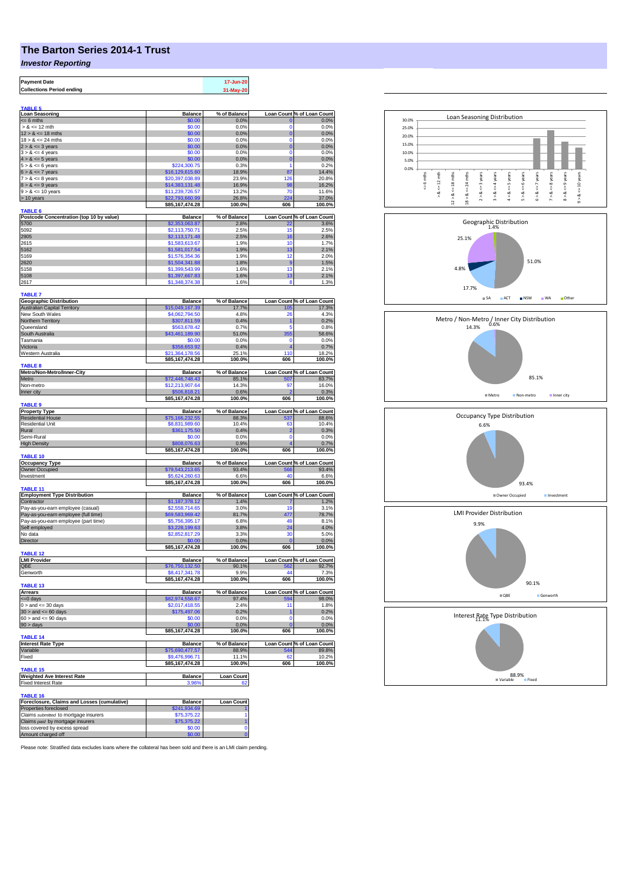# The Barton Series 2014-1 Trust

## *Investor Reporting*

| | |
|---|---|
| **Payment Date** | 17-Jun-20 |
| **Collections Period ending** | 31-May-20 |

**TABLE 5**

| Loan Seasoning | Balance | % of Balance | Loan Count | % of Loan Count |
|---|---|---|---|---|
| <= 6 mths | $0.00 | 0.0% | 0 | 0.0% |
| > & <= 12 mth | $0.00 | 0.0% | 0 | 0.0% |
| 12 > & <= 18 mths | $0.00 | 0.0% | 0 | 0.0% |
| 18 > & <= 24 mths | $0.00 | 0.0% | 0 | 0.0% |
| 2 > & <= 3 years | $0.00 | 0.0% | 0 | 0.0% |
| 3 > & <= 4 years | $0.00 | 0.0% | 0 | 0.0% |
| 4 > & <= 5 years | $0.00 | 0.0% | 0 | 0.0% |
| 5 > & <= 6 years | $224,300.75 | 0.3% | 1 | 0.2% |
| 6 > & <= 7 years | $16,129,615.60 | 18.9% | 87 | 14.4% |
| 7 > & <= 8 years | $20,397,038.89 | 23.9% | 126 | 20.8% |
| 8 > & <= 9 years | $14,383,131.48 | 16.9% | 98 | 16.2% |
| 9 > & <= 10 years | $11,239,726.57 | 13.2% | 70 | 11.6% |
| > 10 years | $22,793,660.99 | 26.8% | 224 | 37.0% |
| | $85,167,474.28 | 100.0% | 606 | 100.0% |

**TABLE 6**

| Postcode Concentration (top 10 by value) | Balance | % of Balance | Loan Count | % of Loan Count |
|---|---|---|---|---|
| 5700 | $2,353,063.87 | 2.8% | 22 | 3.6% |
| 5092 | $2,113,750.71 | 2.5% | 15 | 2.5% |
| 2905 | $2,113,171.48 | 2.5% | 16 | 2.6% |
| 2615 | $1,583,613.67 | 1.9% | 10 | 1.7% |
| 5162 | $1,581,017.54 | 1.9% | 13 | 2.1% |
| 5169 | $1,576,354.36 | 1.9% | 12 | 2.0% |
| 2620 | $1,504,341.88 | 1.8% | 9 | 1.5% |
| 5158 | $1,399,543.99 | 1.6% | 13 | 2.1% |
| 5108 | $1,397,667.83 | 1.6% | 13 | 2.1% |
| 2617 | $1,348,374.38 | 1.6% | 8 | 1.3% |

**TABLE 7**

| Geographic Distribution | Balance | % of Balance | Loan Count | % of Loan Count |
|---|---|---|---|---|
| Australian Capital Territory | $15,049,167.39 | 17.7% | 105 | 17.3% |
| New South Wales | $4,062,794.50 | 4.8% | 26 | 4.3% |
| Northern Territory | $307,811.59 | 0.4% | 1 | 0.2% |
| Queensland | $563,678.42 | 0.7% | 5 | 0.8% |
| South Australia | $43,461,189.90 | 51.0% | 355 | 58.6% |
| Tasmania | $0.00 | 0.0% | 0 | 0.0% |
| Victoria | $358,653.92 | 0.4% | 4 | 0.7% |
| Western Australia | $21,364,178.56 | 25.1% | 110 | 18.2% |
| | $85,167,474.28 | 100.0% | 606 | 100.0% |

**TABLE 8**

| Metro/Non-Metro/Inner-City | Balance | % of Balance | Loan Count | % of Loan Count |
|---|---|---|---|---|
| Metro | $72,446,748.43 | 85.1% | 507 | 83.7% |
| Non-metro | $12,213,907.64 | 14.3% | 97 | 16.0% |
| Inner city | $506,818.21 | 0.6% | 2 | 0.3% |
| | $85,167,474.28 | 100.0% | 606 | 100.0% |

**TABLE 9**

| Property Type | Balance | % of Balance | Loan Count | % of Loan Count |
|---|---|---|---|---|
| Residential House | $75,166,232.55 | 88.3% | 537 | 88.6% |
| Residential Unit | $8,831,989.60 | 10.4% | 63 | 10.4% |
| Rural | $361,175.50 | 0.4% | 2 | 0.3% |
| Semi-Rural | $0.00 | 0.0% | 0 | 0.0% |
| High Density | $808,076.63 | 0.9% | 4 | 0.7% |
| | $85,167,474.28 | 100.0% | 606 | 100.0% |

**TABLE 10**

| Occupancy Type | Balance | % of Balance | Loan Count | % of Loan Count |
|---|---|---|---|---|
| Owner Occupied | $79,543,213.65 | 93.4% | 566 | 93.4% |
| Investment | $5,624,260.63 | 6.6% | 40 | 6.6% |
| | $85,167,474.28 | 100.0% | 606 | 100.0% |

**TABLE 11**

| Employment Type Distribution | Balance | % of Balance | Loan Count | % of Loan Count |
|---|---|---|---|---|
| Contractor | $1,187,378.12 | 1.4% | 7 | 1.2% |
| Pay-as-you-earn employee (casual) | $2,558,714.65 | 3.0% | 19 | 3.1% |
| Pay-as-you-earn employee (full time) | $69,583,969.42 | 81.7% | 477 | 78.7% |
| Pay-as-you-earn employee (part time) | $5,756,395.17 | 6.8% | 49 | 8.1% |
| Self employed | $3,228,199.63 | 3.8% | 24 | 4.0% |
| No data | $2,852,817.29 | 3.3% | 30 | 5.0% |
| Director | $0.00 | 0.0% | 0 | 0.0% |
| | $85,167,474.28 | 100.0% | 606 | 100.0% |

**TABLE 12**

| LMI Provider | Balance | % of Balance | Loan Count | % of Loan Count |
|---|---|---|---|---|
| QBE | $76,750,132.50 | 90.1% | 562 | 92.7% |
| Genworth | $8,417,341.78 | 9.9% | 44 | 7.3% |
| | $85,167,474.28 | 100.0% | 606 | 100.0% |

**TABLE 13**

| Arrears | Balance | % of Balance | Loan Count | % of Loan Count |
|---|---|---|---|---|
| <=0 days | $82,974,558.67 | 97.4% | 594 | 98.0% |
| 0 > and <= 30 days | $2,017,418.55 | 2.4% | 11 | 1.8% |
| 30 > and <= 60 days | $175,497.06 | 0.2% | 1 | 0.2% |
| 60 > and <= 90 days | $0.00 | 0.0% | 0 | 0.0% |
| 90 > days | $0.00 | 0.0% | 0 | 0.0% |
| | $85,167,474.28 | 100.0% | 606 | 100.0% |

**TABLE 14**

| Interest Rate Type | Balance | % of Balance | Loan Count | % of Loan Count |
|---|---|---|---|---|
| Variable | $75,690,477.57 | 88.9% | 544 | 89.8% |
| Fixed | $9,476,996.71 | 11.1% | 62 | 10.2% |
| | $85,167,474.28 | 100.0% | 606 | 100.0% |

**TABLE 15**

| Weighted Ave Interest Rate | Balance | Loan Count |
|---|---|---|
| Fixed Interest Rate | 3.96% | 62 |

**TABLE 16**

| Foreclosure, Claims and Losses (cumulative) | Balance | Loan Count |
|---|---|---|
| Properties foreclosed | $241,934.69 | 1 |
| Claims submitted to mortgage insurers | $75,375.22 | 1 |
| Claims paid by mortgage insurers | $75,375.22 | 1 |
| loss covered by excess spread | $0.00 | 0 |
| Amount charged off | $0.00 | 0 |

Please note: Stratified data excludes loans where the collateral has been sold and there is an LMI claim pending.

Loan Seasoning Distribution
30.0%
25.0%
20.0%
15.0%
10.0%
5.0%
0.0%
<= 6 mths
> & <= 12 mth
12 > & <= 18 mths
18 > & <= 24 mths
2 > & <= 3 years
3 > & <= 4 years
4 > & <= 5 years
5 > & <= 6 years
6 > & <= 7 years
7 > & <= 8 years
8 > & <= 9 years
9 > & <= 10 years

Geographic Distribution
1.4%
25.1%
51.0%
4.8%
17.7%
SA ACT NSW WA Other

Metro / Non-Metro / Inner City Distribution
0.6%
14.3%
85.1%
Metro Non-metro Inner city

Occupancy Type Distribution
6.6%
93.4%
Owner Occupied Investment

LMI Provider Distribution
9.9%
90.1%
QBE Genworth

Interest Rate Type Distribution
11.1%
88.9%
Variable Fixed